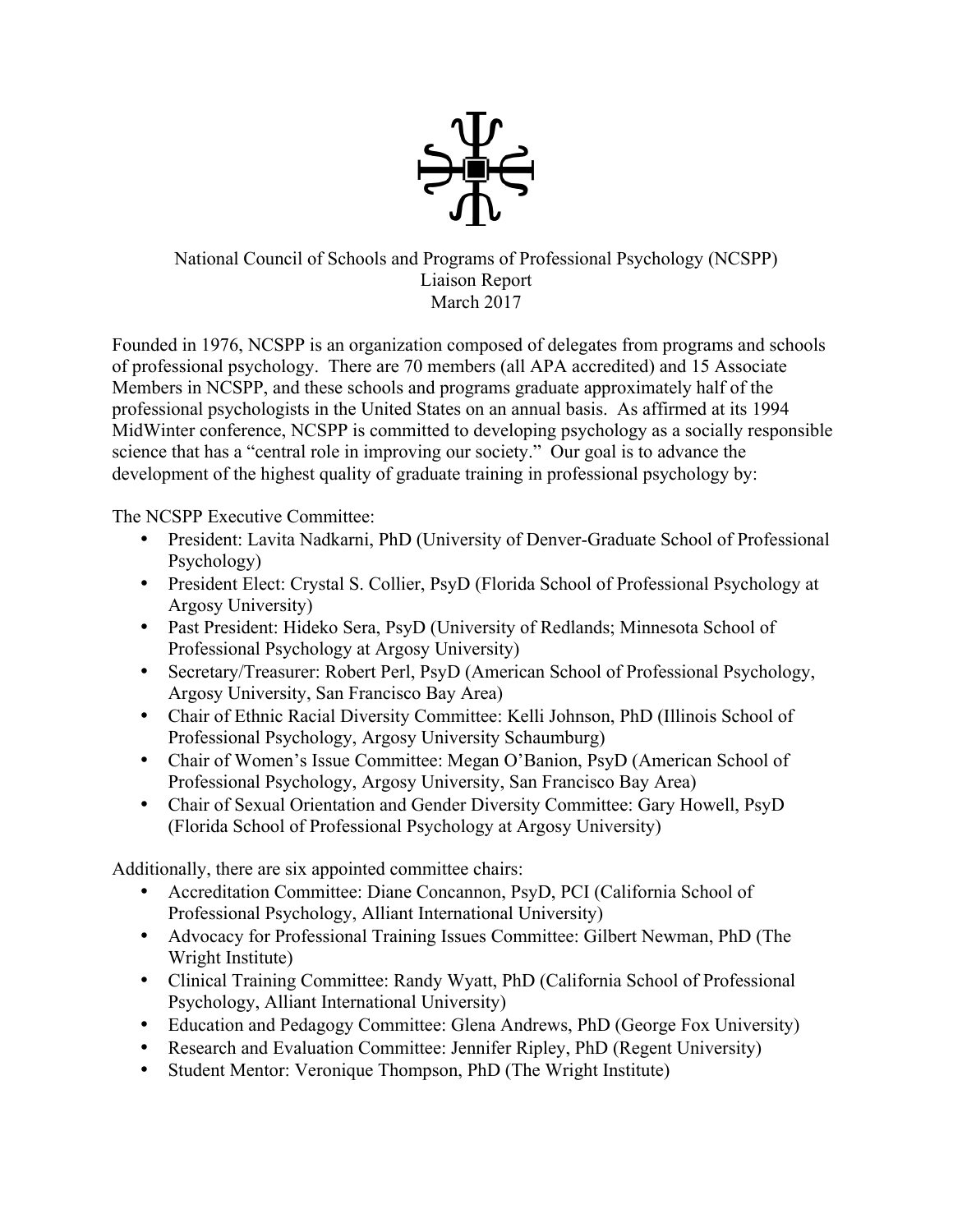National Council of Schools and Programs of Professional Psychology (NCSPP)
Liaison Report
March 2017

Founded in 1976, NCSPP is an organization composed of delegates from programs and schools of professional psychology. There are 70 members (all APA accredited) and 15 Associate Members in NCSPP, and these schools and programs graduate approximately half of the professional psychologists in the United States on an annual basis. As affirmed at its 1994 MidWinter conference, NCSPP is committed to developing psychology as a socially responsible science that has a "central role in improving our society." Our goal is to advance the development of the highest quality of graduate training in professional psychology by:

The NCSPP Executive Committee:

- President: Lavita Nadkarni, PhD (University of Denver-Graduate School of Professional Psychology)
- President Elect: Crystal S. Collier, PsyD (Florida School of Professional Psychology at Argosy University)
- Past President: Hideko Sera, PsyD (University of Redlands; Minnesota School of Professional Psychology at Argosy University)
- Secretary/Treasurer: Robert Perl, PsyD (American School of Professional Psychology, Argosy University, San Francisco Bay Area)
- Chair of Ethnic Racial Diversity Committee: Kelli Johnson, PhD (Illinois School of Professional Psychology, Argosy University Schaumburg)
- Chair of Women's Issue Committee: Megan O'Banion, PsyD (American School of Professional Psychology, Argosy University, San Francisco Bay Area)
- Chair of Sexual Orientation and Gender Diversity Committee: Gary Howell, PsyD (Florida School of Professional Psychology at Argosy University)

Additionally, there are six appointed committee chairs:

- Accreditation Committee: Diane Concannon, PsyD, PCI (California School of Professional Psychology, Alliant International University)
- Advocacy for Professional Training Issues Committee: Gilbert Newman, PhD (The Wright Institute)
- Clinical Training Committee: Randy Wyatt, PhD (California School of Professional Psychology, Alliant International University)
- Education and Pedagogy Committee: Glena Andrews, PhD (George Fox University)
- Research and Evaluation Committee: Jennifer Ripley, PhD (Regent University)
- Student Mentor: Veronique Thompson, PhD (The Wright Institute)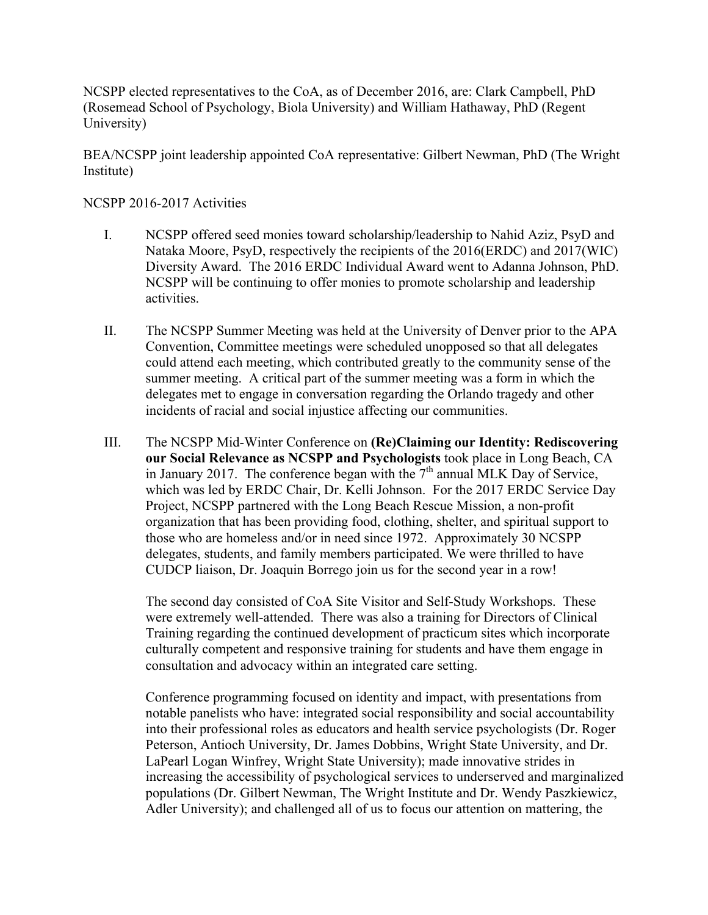NCSPP elected representatives to the CoA, as of December 2016, are: Clark Campbell, PhD (Rosemead School of Psychology, Biola University) and William Hathaway, PhD (Regent University)

BEA/NCSPP joint leadership appointed CoA representative: Gilbert Newman, PhD (The Wright Institute)

NCSPP 2016-2017 Activities

I. NCSPP offered seed monies toward scholarship/leadership to Nahid Aziz, PsyD and Nataka Moore, PsyD, respectively the recipients of the 2016(ERDC) and 2017(WIC) Diversity Award. The 2016 ERDC Individual Award went to Adanna Johnson, PhD. NCSPP will be continuing to offer monies to promote scholarship and leadership activities.

II. The NCSPP Summer Meeting was held at the University of Denver prior to the APA Convention, Committee meetings were scheduled unopposed so that all delegates could attend each meeting, which contributed greatly to the community sense of the summer meeting. A critical part of the summer meeting was a form in which the delegates met to engage in conversation regarding the Orlando tragedy and other incidents of racial and social injustice affecting our communities.

III. The NCSPP Mid-Winter Conference on **(Re)Claiming our Identity: Rediscovering our Social Relevance as NCSPP and Psychologists** took place in Long Beach, CA in January 2017. The conference began with the 7th annual MLK Day of Service, which was led by ERDC Chair, Dr. Kelli Johnson. For the 2017 ERDC Service Day Project, NCSPP partnered with the Long Beach Rescue Mission, a non-profit organization that has been providing food, clothing, shelter, and spiritual support to those who are homeless and/or in need since 1972. Approximately 30 NCSPP delegates, students, and family members participated. We were thrilled to have CUDCP liaison, Dr. Joaquin Borrego join us for the second year in a row!

    The second day consisted of CoA Site Visitor and Self-Study Workshops. These were extremely well-attended. There was also a training for Directors of Clinical Training regarding the continued development of practicum sites which incorporate culturally competent and responsive training for students and have them engage in consultation and advocacy within an integrated care setting.

    Conference programming focused on identity and impact, with presentations from notable panelists who have: integrated social responsibility and social accountability into their professional roles as educators and health service psychologists (Dr. Roger Peterson, Antioch University, Dr. James Dobbins, Wright State University, and Dr. LaPearl Logan Winfrey, Wright State University); made innovative strides in increasing the accessibility of psychological services to underserved and marginalized populations (Dr. Gilbert Newman, The Wright Institute and Dr. Wendy Paszkiewicz, Adler University); and challenged all of us to focus our attention on mattering, the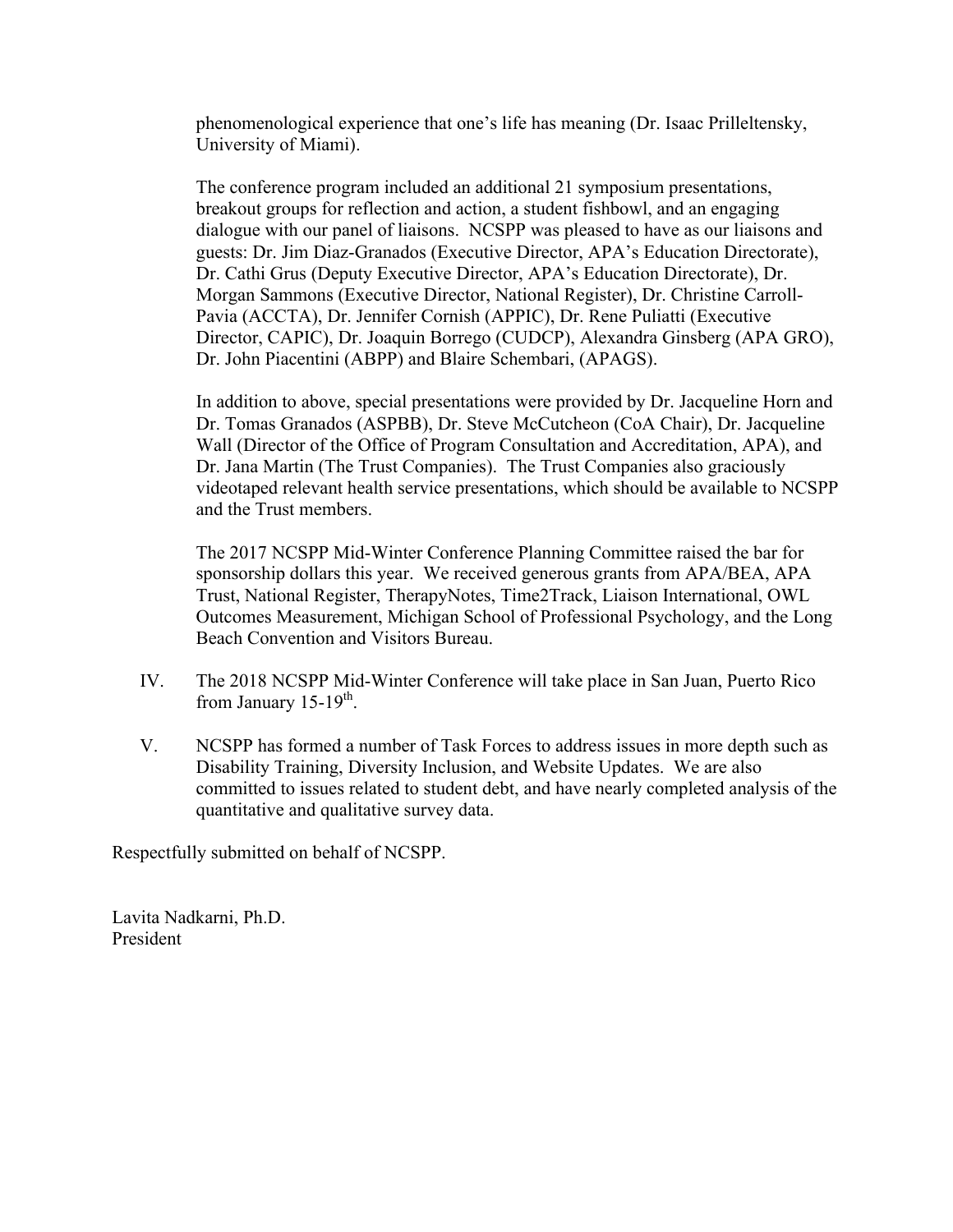phenomenological experience that one's life has meaning (Dr. Isaac Prilleltensky, University of Miami).

The conference program included an additional 21 symposium presentations, breakout groups for reflection and action, a student fishbowl, and an engaging dialogue with our panel of liaisons. NCSPP was pleased to have as our liaisons and guests: Dr. Jim Diaz-Granados (Executive Director, APA's Education Directorate), Dr. Cathi Grus (Deputy Executive Director, APA's Education Directorate), Dr. Morgan Sammons (Executive Director, National Register), Dr. Christine Carroll-Pavia (ACCTA), Dr. Jennifer Cornish (APPIC), Dr. Rene Puliatti (Executive Director, CAPIC), Dr. Joaquin Borrego (CUDCP), Alexandra Ginsberg (APA GRO), Dr. John Piacentini (ABPP) and Blaire Schembari, (APAGS).

In addition to above, special presentations were provided by Dr. Jacqueline Horn and Dr. Tomas Granados (ASPBB), Dr. Steve McCutcheon (CoA Chair), Dr. Jacqueline Wall (Director of the Office of Program Consultation and Accreditation, APA), and Dr. Jana Martin (The Trust Companies). The Trust Companies also graciously videotaped relevant health service presentations, which should be available to NCSPP and the Trust members.

The 2017 NCSPP Mid-Winter Conference Planning Committee raised the bar for sponsorship dollars this year. We received generous grants from APA/BEA, APA Trust, National Register, TherapyNotes, Time2Track, Liaison International, OWL Outcomes Measurement, Michigan School of Professional Psychology, and the Long Beach Convention and Visitors Bureau.

IV. The 2018 NCSPP Mid-Winter Conference will take place in San Juan, Puerto Rico from January 15-19th.

V. NCSPP has formed a number of Task Forces to address issues in more depth such as Disability Training, Diversity Inclusion, and Website Updates. We are also committed to issues related to student debt, and have nearly completed analysis of the quantitative and qualitative survey data.

Respectfully submitted on behalf of NCSPP.

Lavita Nadkarni, Ph.D.
President